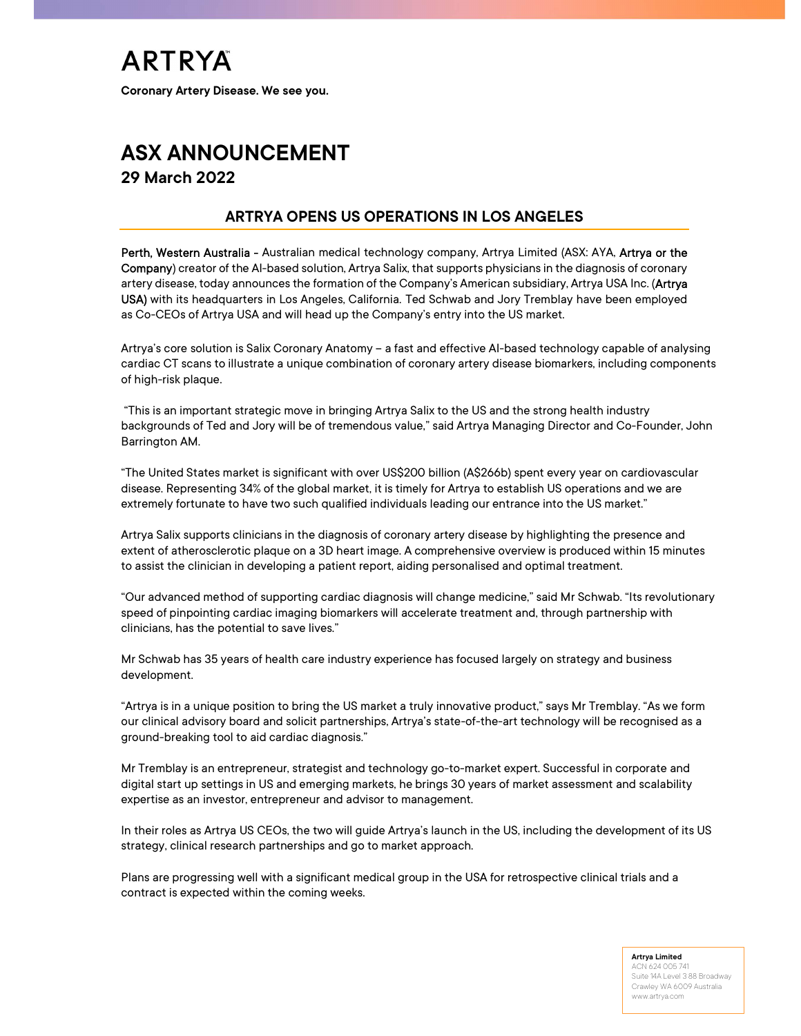# ARTRYA

**Coronary Artery Disease. We see you.**

# ASX ANNOUNCEMENT

## 29 March 2022

### ARTRYA OPENS US OPERATIONS IN LOS ANGELES

**Perth, Western Australia -** Australian medical technology company, Artrya Limited (ASX: AYA, **Artrya or the Company**) creator of the AI-based solution, Artrya Salix, that supports physicians in the diagnosis of coronary artery disease, today announces the formation of the Company's American subsidiary, Artrya USA Inc. (**Artrya USA)** with its headquarters in Los Angeles, California. Ted Schwab and Jory Tremblay have been employed as Co-CEOs of Artrya USA and will head up the Company's entry into the US market.

Artrya's core solution is Salix Coronary Anatomy – a fast and effective AI-based technology capable of analysing cardiac CT scans to illustrate a unique combination of coronary artery disease biomarkers, including components of high-risk plaque.

"This is an important strategic move in bringing Artrya Salix to the US and the strong health industry backgrounds of Ted and Jory will be of tremendous value," said Artrya Managing Director and Co-Founder, John Barrington AM.

"The United States market is significant with over US$200 billion (A$266b) spent every year on cardiovascular disease. Representing 34% of the global market, it is timely for Artrya to establish US operations and we are extremely fortunate to have two such qualified individuals leading our entrance into the US market."

Artrya Salix supports clinicians in the diagnosis of coronary artery disease by highlighting the presence and extent of atherosclerotic plaque on a 3D heart image. A comprehensive overview is produced within 15 minutes to assist the clinician in developing a patient report, aiding personalised and optimal treatment.

"Our advanced method of supporting cardiac diagnosis will change medicine," said Mr Schwab. "Its revolutionary speed of pinpointing cardiac imaging biomarkers will accelerate treatment and, through partnership with clinicians, has the potential to save lives."

Mr Schwab has 35 years of health care industry experience has focused largely on strategy and business development.

"Artrya is in a unique position to bring the US market a truly innovative product," says Mr Tremblay. "As we form our clinical advisory board and solicit partnerships, Artrya's state-of-the-art technology will be recognised as a ground-breaking tool to aid cardiac diagnosis."

Mr Tremblay is an entrepreneur, strategist and technology go-to-market expert. Successful in corporate and digital start up settings in US and emerging markets, he brings 30 years of market assessment and scalability expertise as an investor, entrepreneur and advisor to management.

In their roles as Artrya US CEOs, the two will guide Artrya's launch in the US, including the development of its US strategy, clinical research partnerships and go to market approach.

Plans are progressing well with a significant medical group in the USA for retrospective clinical trials and a contract is expected within the coming weeks.

**Artrya Limited**
ACN 624 005 741
Suite 14A Level 3 88 Broadway
Crawley WA 6009 Australia
www.artrya.com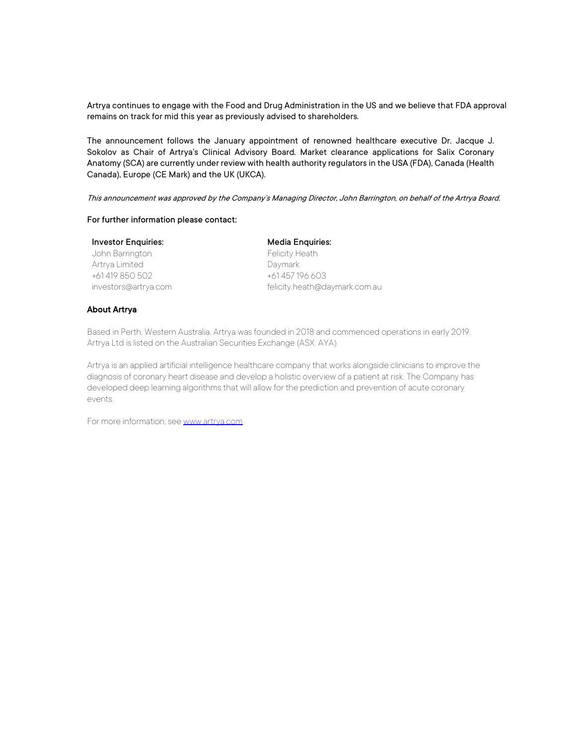Artrya continues to engage with the Food and Drug Administration in the US and we believe that FDA approval remains on track for mid this year as previously advised to shareholders.

The announcement follows the January appointment of renowned healthcare executive Dr. Jacque J. Sokolov as Chair of Artrya's Clinical Advisory Board. Market clearance applications for Salix Coronary Anatomy (SCA) are currently under review with health authority regulators in the USA (FDA), Canada (Health Canada), Europe (CE Mark) and the UK (UKCA).

*This announcement was approved by the Company's Managing Director, John Barrington, on behalf of the Artrya Board.*

**For further information please contact:**

**Investor Enquiries:**
John Barrington
Artrya Limited
+61 419 850 502
investors@artrya.com

**Media Enquiries:**
Felicity Heath
Daymark
+61 457 196 603
felicity.heath@daymark.com.au

**About Artrya**

Based in Perth, Western Australia, Artrya was founded in 2018 and commenced operations in early 2019. Artrya Ltd is listed on the Australian Securities Exchange (ASX: AYA).

Artrya is an applied artificial intelligence healthcare company that works alongside clinicians to improve the diagnosis of coronary heart disease and develop a holistic overview of a patient at risk. The Company has developed deep learning algorithms that will allow for the prediction and prevention of acute coronary events.

For more information, see [www.artrya.com](http://www.artrya.com)